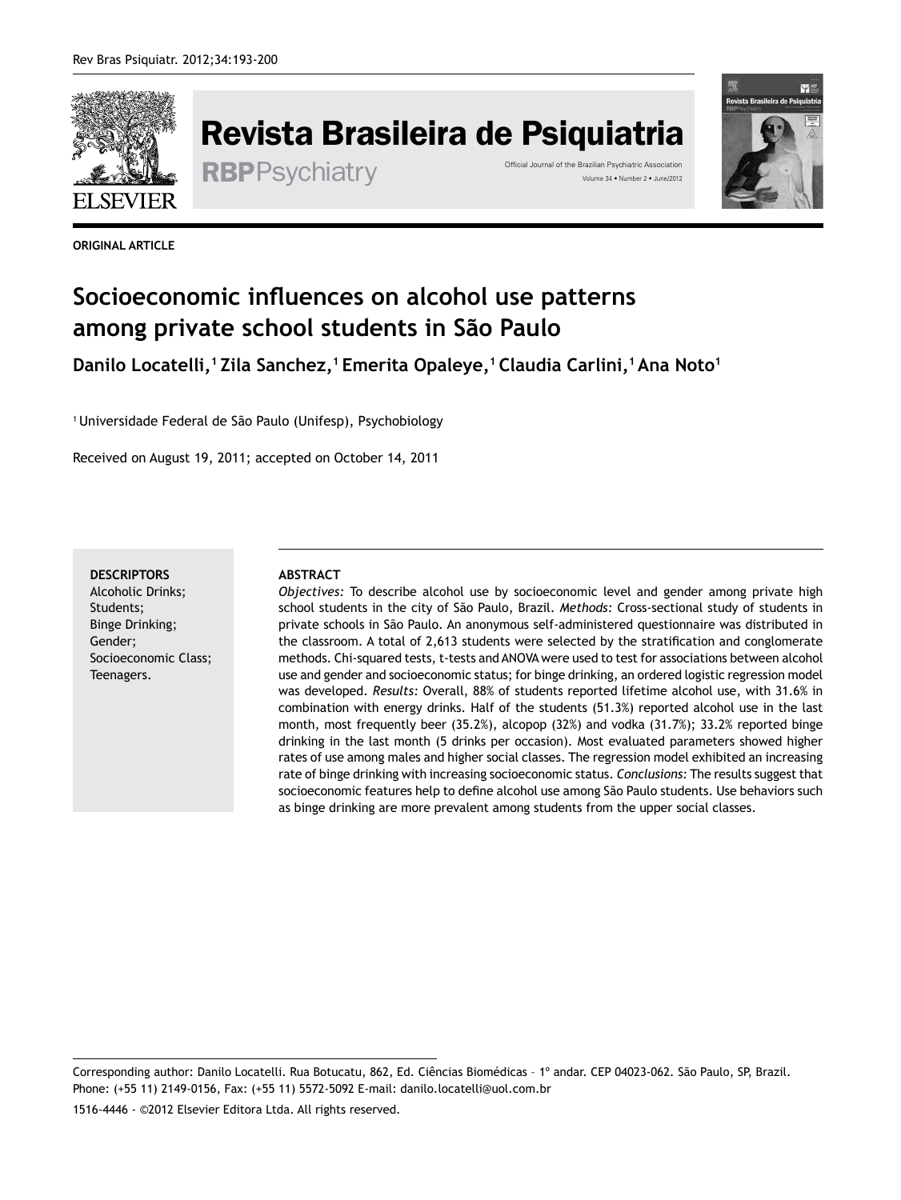ORIGINAL ARTICLE

# Socioeconomic influences on alcohol use patterns among private school students in São Paulo

**Danilo Locatelli,[1] Zila Sanchez,[1] Emerita Opaleye,[1] Claudia Carlini,[1] Ana Noto[1]**

[1] Universidade Federal de São Paulo (Unifesp), Psychobiology

Received on August 19, 2011; accepted on October 14, 2011

**DESCRIPTORS**
Alcoholic Drinks;
Students;
Binge Drinking;
Gender;
Socioeconomic Class;
Teenagers.

**ABSTRACT**

*Objectives:* To describe alcohol use by socioeconomic level and gender among private high school students in the city of São Paulo, Brazil. *Methods:* Cross-sectional study of students in private schools in São Paulo. An anonymous self-administered questionnaire was distributed in the classroom. A total of 2,613 students were selected by the stratification and conglomerate methods. Chi-squared tests, t-tests and ANOVA were used to test for associations between alcohol use and gender and socioeconomic status; for binge drinking, an ordered logistic regression model was developed. *Results:* Overall, 88% of students reported lifetime alcohol use, with 31.6% in combination with energy drinks. Half of the students (51.3%) reported alcohol use in the last month, most frequently beer (35.2%), alcopop (32%) and vodka (31.7%); 33.2% reported binge drinking in the last month (5 drinks per occasion). Most evaluated parameters showed higher rates of use among males and higher social classes. The regression model exhibited an increasing rate of binge drinking with increasing socioeconomic status. *Conclusions:* The results suggest that socioeconomic features help to define alcohol use among São Paulo students. Use behaviors such as binge drinking are more prevalent among students from the upper social classes.

Corresponding author: Danilo Locatelli. Rua Botucatu, 862, Ed. Ciências Biomédicas – 1º andar. CEP 04023-062. São Paulo, SP, Brazil. Phone: (+55 11) 2149-0156, Fax: (+55 11) 5572-5092 E-mail: danilo.locatelli@uol.com.br

1516-4446 - ©2012 Elsevier Editora Ltda. All rights reserved.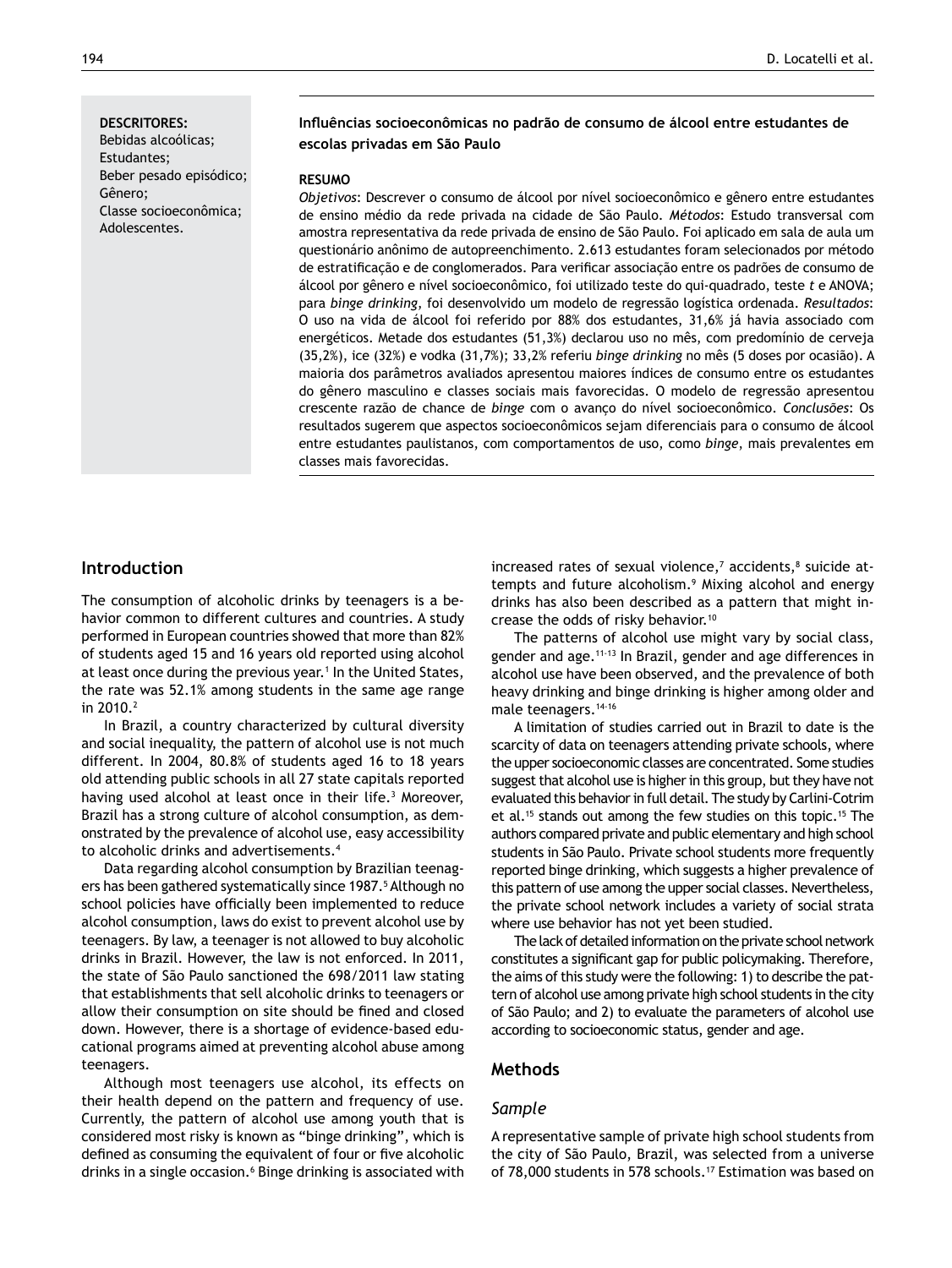**DESCRITORES:**
Bebidas alcoólicas;
Estudantes;
Beber pesado episódico;
Gênero;
Classe socioeconômica;
Adolescentes.

**Influências socioeconômicas no padrão de consumo de álcool entre estudantes de escolas privadas em São Paulo**

**RESUMO**

*Objetivos*: Descrever o consumo de álcool por nível socioeconômico e gênero entre estudantes de ensino médio da rede privada na cidade de São Paulo. *Métodos*: Estudo transversal com amostra representativa da rede privada de ensino de São Paulo. Foi aplicado em sala de aula um questionário anônimo de autopreenchimento. 2.613 estudantes foram selecionados por método de estratificação e de conglomerados. Para verificar associação entre os padrões de consumo de álcool por gênero e nível socioeconômico, foi utilizado teste do qui-quadrado, teste *t* e ANOVA; para *binge drinking*, foi desenvolvido um modelo de regressão logística ordenada. *Resultados*: O uso na vida de álcool foi referido por 88% dos estudantes, 31,6% já havia associado com energéticos. Metade dos estudantes (51,3%) declarou uso no mês, com predomínio de cerveja (35,2%), ice (32%) e vodka (31,7%); 33,2% referiu *binge drinking* no mês (5 doses por ocasião). A maioria dos parâmetros avaliados apresentou maiores índices de consumo entre os estudantes do gênero masculino e classes sociais mais favorecidas. O modelo de regressão apresentou crescente razão de chance de *binge* com o avanço do nível socioeconômico. *Conclusões*: Os resultados sugerem que aspectos socioeconômicos sejam diferenciais para o consumo de álcool entre estudantes paulistanos, com comportamentos de uso, como *binge*, mais prevalentes em classes mais favorecidas.

## Introduction

The consumption of alcoholic drinks by teenagers is a behavior common to different cultures and countries. A study performed in European countries showed that more than 82% of students aged 15 and 16 years old reported using alcohol at least once during the previous year.[1] In the United States, the rate was 52.1% among students in the same age range in 2010.[2]

In Brazil, a country characterized by cultural diversity and social inequality, the pattern of alcohol use is not much different. In 2004, 80.8% of students aged 16 to 18 years old attending public schools in all 27 state capitals reported having used alcohol at least once in their life.[3] Moreover, Brazil has a strong culture of alcohol consumption, as demonstrated by the prevalence of alcohol use, easy accessibility to alcoholic drinks and advertisements.[4]

Data regarding alcohol consumption by Brazilian teenagers has been gathered systematically since 1987.[5] Although no school policies have officially been implemented to reduce alcohol consumption, laws do exist to prevent alcohol use by teenagers. By law, a teenager is not allowed to buy alcoholic drinks in Brazil. However, the law is not enforced. In 2011, the state of São Paulo sanctioned the 698/2011 law stating that establishments that sell alcoholic drinks to teenagers or allow their consumption on site should be fined and closed down. However, there is a shortage of evidence-based educational programs aimed at preventing alcohol abuse among teenagers.

Although most teenagers use alcohol, its effects on their health depend on the pattern and frequency of use. Currently, the pattern of alcohol use among youth that is considered most risky is known as "binge drinking", which is defined as consuming the equivalent of four or five alcoholic drinks in a single occasion.[6] Binge drinking is associated with increased rates of sexual violence,[7] accidents,[8] suicide attempts and future alcoholism.[9] Mixing alcohol and energy drinks has also been described as a pattern that might increase the odds of risky behavior.[10]

The patterns of alcohol use might vary by social class, gender and age.[11-13] In Brazil, gender and age differences in alcohol use have been observed, and the prevalence of both heavy drinking and binge drinking is higher among older and male teenagers.[14-16]

A limitation of studies carried out in Brazil to date is the scarcity of data on teenagers attending private schools, where the upper socioeconomic classes are concentrated. Some studies suggest that alcohol use is higher in this group, but they have not evaluated this behavior in full detail. The study by Carlini-Cotrim et al.[15] stands out among the few studies on this topic.[15] The authors compared private and public elementary and high school students in São Paulo. Private school students more frequently reported binge drinking, which suggests a higher prevalence of this pattern of use among the upper social classes. Nevertheless, the private school network includes a variety of social strata where use behavior has not yet been studied.

The lack of detailed information on the private school network constitutes a significant gap for public policymaking. Therefore, the aims of this study were the following: 1) to describe the pattern of alcohol use among private high school students in the city of São Paulo; and 2) to evaluate the parameters of alcohol use according to socioeconomic status, gender and age.

## Methods

### Sample

A representative sample of private high school students from the city of São Paulo, Brazil, was selected from a universe of 78,000 students in 578 schools.[17] Estimation was based on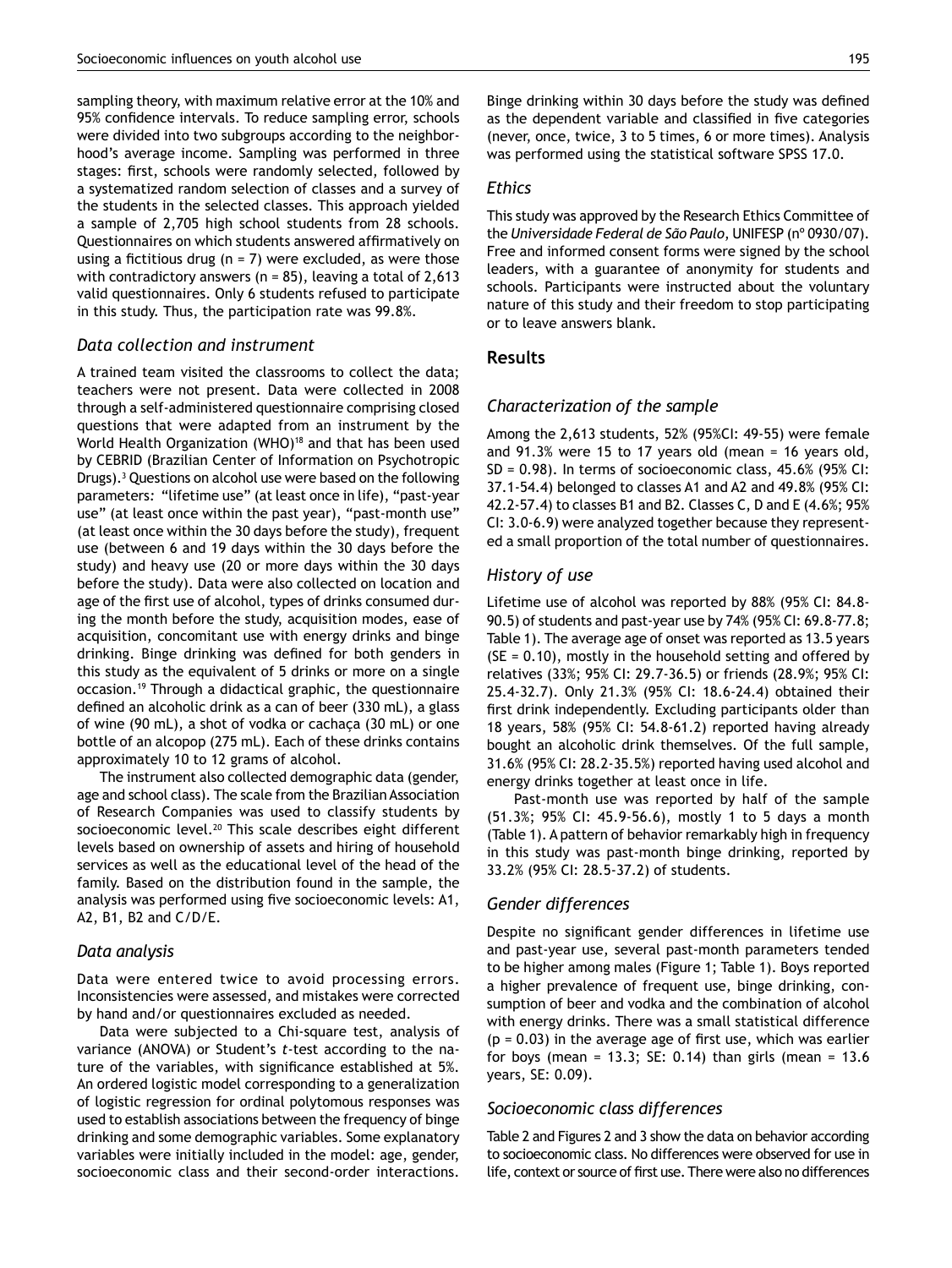sampling theory, with maximum relative error at the 10% and 95% confidence intervals. To reduce sampling error, schools were divided into two subgroups according to the neighborhood's average income. Sampling was performed in three stages: first, schools were randomly selected, followed by a systematized random selection of classes and a survey of the students in the selected classes. This approach yielded a sample of 2,705 high school students from 28 schools. Questionnaires on which students answered affirmatively on using a fictitious drug (n = 7) were excluded, as were those with contradictory answers (n = 85), leaving a total of 2,613 valid questionnaires. Only 6 students refused to participate in this study. Thus, the participation rate was 99.8%.

### *Data collection and instrument*

A trained team visited the classrooms to collect the data; teachers were not present. Data were collected in 2008 through a self-administered questionnaire comprising closed questions that were adapted from an instrument by the World Health Organization (WHO)[18] and that has been used by CEBRID (Brazilian Center of Information on Psychotropic Drugs).[3] Questions on alcohol use were based on the following parameters: "lifetime use" (at least once in life), "past-year use" (at least once within the past year), "past-month use" (at least once within the 30 days before the study), frequent use (between 6 and 19 days within the 30 days before the study) and heavy use (20 or more days within the 30 days before the study). Data were also collected on location and age of the first use of alcohol, types of drinks consumed during the month before the study, acquisition modes, ease of acquisition, concomitant use with energy drinks and binge drinking. Binge drinking was defined for both genders in this study as the equivalent of 5 drinks or more on a single occasion.[19] Through a didactical graphic, the questionnaire defined an alcoholic drink as a can of beer (330 mL), a glass of wine (90 mL), a shot of vodka or cachaça (30 mL) or one bottle of an alcopop (275 mL). Each of these drinks contains approximately 10 to 12 grams of alcohol.

The instrument also collected demographic data (gender, age and school class). The scale from the Brazilian Association of Research Companies was used to classify students by socioeconomic level.[20] This scale describes eight different levels based on ownership of assets and hiring of household services as well as the educational level of the head of the family. Based on the distribution found in the sample, the analysis was performed using five socioeconomic levels: A1, A2, B1, B2 and C/D/E.

### *Data analysis*

Data were entered twice to avoid processing errors. Inconsistencies were assessed, and mistakes were corrected by hand and/or questionnaires excluded as needed.

Data were subjected to a Chi-square test, analysis of variance (ANOVA) or Student's *t*-test according to the nature of the variables, with significance established at 5%. An ordered logistic model corresponding to a generalization of logistic regression for ordinal polytomous responses was used to establish associations between the frequency of binge drinking and some demographic variables. Some explanatory variables were initially included in the model: age, gender, socioeconomic class and their second-order interactions. Binge drinking within 30 days before the study was defined as the dependent variable and classified in five categories (never, once, twice, 3 to 5 times, 6 or more times). Analysis was performed using the statistical software SPSS 17.0.

### *Ethics*

This study was approved by the Research Ethics Committee of the *Universidade Federal de São Paulo*, UNIFESP (nº 0930/07). Free and informed consent forms were signed by the school leaders, with a guarantee of anonymity for students and schools. Participants were instructed about the voluntary nature of this study and their freedom to stop participating or to leave answers blank.

## Results

### *Characterization of the sample*

Among the 2,613 students, 52% (95%CI: 49-55) were female and 91.3% were 15 to 17 years old (mean = 16 years old, SD = 0.98). In terms of socioeconomic class, 45.6% (95% CI: 37.1-54.4) belonged to classes A1 and A2 and 49.8% (95% CI: 42.2-57.4) to classes B1 and B2. Classes C, D and E (4.6%; 95% CI: 3.0-6.9) were analyzed together because they represented a small proportion of the total number of questionnaires.

### *History of use*

Lifetime use of alcohol was reported by 88% (95% CI: 84.8-90.5) of students and past-year use by 74% (95% CI: 69.8-77.8; Table 1). The average age of onset was reported as 13.5 years (SE = 0.10), mostly in the household setting and offered by relatives (33%; 95% CI: 29.7-36.5) or friends (28.9%; 95% CI: 25.4-32.7). Only 21.3% (95% CI: 18.6-24.4) obtained their first drink independently. Excluding participants older than 18 years, 58% (95% CI: 54.8-61.2) reported having already bought an alcoholic drink themselves. Of the full sample, 31.6% (95% CI: 28.2-35.5%) reported having used alcohol and energy drinks together at least once in life.

Past-month use was reported by half of the sample (51.3%; 95% CI: 45.9-56.6), mostly 1 to 5 days a month (Table 1). A pattern of behavior remarkably high in frequency in this study was past-month binge drinking, reported by 33.2% (95% CI: 28.5-37.2) of students.

### *Gender differences*

Despite no significant gender differences in lifetime use and past-year use, several past-month parameters tended to be higher among males (Figure 1; Table 1). Boys reported a higher prevalence of frequent use, binge drinking, consumption of beer and vodka and the combination of alcohol with energy drinks. There was a small statistical difference ($p = 0.03$) in the average age of first use, which was earlier for boys (mean = 13.3; SE: 0.14) than girls (mean = 13.6 years, SE: 0.09).

### *Socioeconomic class differences*

Table 2 and Figures 2 and 3 show the data on behavior according to socioeconomic class. No differences were observed for use in life, context or source of first use. There were also no differences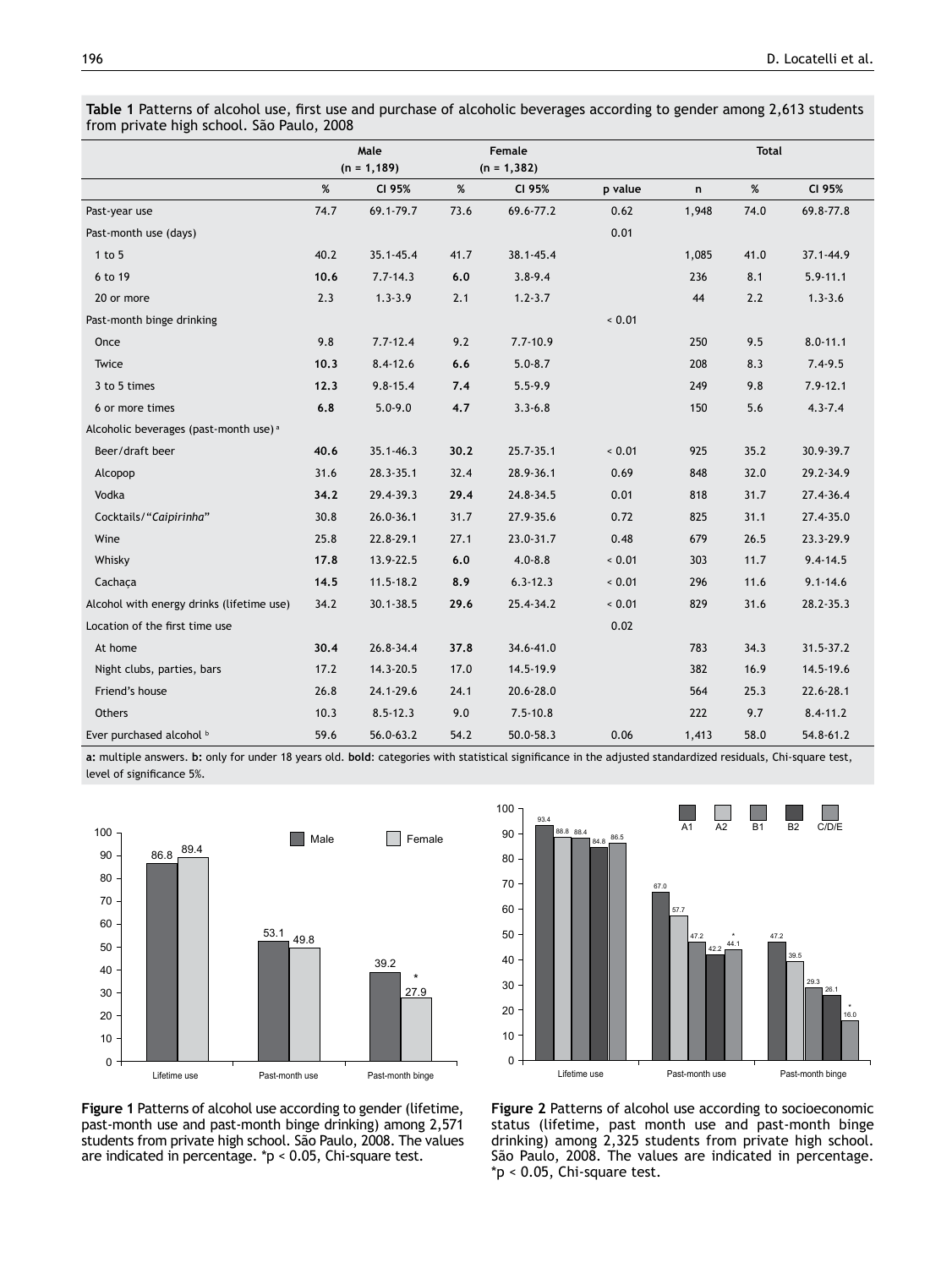**Table 1** Patterns of alcohol use, first use and purchase of alcoholic beverages according to gender among 2,613 students from private high school. São Paulo, 2008

| | Male (n = 1,189) | | Female (n = 1,382) | | | Total | | |
|---|---|---|---|---|---|---|---|---|
| | % | CI 95% | % | CI 95% | p value | n | % | CI 95% |
| Past-year use | 74.7 | 69.1-79.7 | 73.6 | 69.6-77.2 | 0.62 | 1,948 | 74.0 | 69.8-77.8 |
| Past-month use (days) | | | | | 0.01 | | | |
| 1 to 5 | 40.2 | 35.1-45.4 | 41.7 | 38.1-45.4 | | 1,085 | 41.0 | 37.1-44.9 |
| 6 to 19 | **10.6** | 7.7-14.3 | **6.0** | 3.8-9.4 | | 236 | 8.1 | 5.9-11.1 |
| 20 or more | 2.3 | 1.3-3.9 | 2.1 | 1.2-3.7 | | 44 | 2.2 | 1.3-3.6 |
| Past-month binge drinking | | | | | < 0.01 | | | |
| Once | 9.8 | 7.7-12.4 | 9.2 | 7.7-10.9 | | 250 | 9.5 | 8.0-11.1 |
| Twice | **10.3** | 8.4-12.6 | **6.6** | 5.0-8.7 | | 208 | 8.3 | 7.4-9.5 |
| 3 to 5 times | **12.3** | 9.8-15.4 | **7.4** | 5.5-9.9 | | 249 | 9.8 | 7.9-12.1 |
| 6 or more times | **6.8** | 5.0-9.0 | **4.7** | 3.3-6.8 | | 150 | 5.6 | 4.3-7.4 |
| Alcoholic beverages (past-month use) [a] | | | | | | | | |
| Beer/draft beer | **40.6** | 35.1-46.3 | **30.2** | 25.7-35.1 | < 0.01 | 925 | 35.2 | 30.9-39.7 |
| Alcopop | 31.6 | 28.3-35.1 | 32.4 | 28.9-36.1 | 0.69 | 848 | 32.0 | 29.2-34.9 |
| Vodka | **34.2** | 29.4-39.3 | **29.4** | 24.8-34.5 | 0.01 | 818 | 31.7 | 27.4-36.4 |
| Cocktails/"*Caipirinha*" | 30.8 | 26.0-36.1 | 31.7 | 27.9-35.6 | 0.72 | 825 | 31.1 | 27.4-35.0 |
| Wine | 25.8 | 22.8-29.1 | 27.1 | 23.0-31.7 | 0.48 | 679 | 26.5 | 23.3-29.9 |
| Whisky | **17.8** | 13.9-22.5 | **6.0** | 4.0-8.8 | < 0.01 | 303 | 11.7 | 9.4-14.5 |
| Cachaça | **14.5** | 11.5-18.2 | **8.9** | 6.3-12.3 | < 0.01 | 296 | 11.6 | 9.1-14.6 |
| Alcohol with energy drinks (lifetime use) | 34.2 | 30.1-38.5 | 29.6 | 25.4-34.2 | < 0.01 | 829 | 31.6 | 28.2-35.3 |
| Location of the first time use | | | | | 0.02 | | | |
| At home | **30.4** | 26.8-34.4 | **37.8** | 34.6-41.0 | | 783 | 34.3 | 31.5-37.2 |
| Night clubs, parties, bars | 17.2 | 14.3-20.5 | 17.0 | 14.5-19.9 | | 382 | 16.9 | 14.5-19.6 |
| Friend's house | 26.8 | 24.1-29.6 | 24.1 | 20.6-28.0 | | 564 | 25.3 | 22.6-28.1 |
| Others | 10.3 | 8.5-12.3 | 9.0 | 7.5-10.8 | | 222 | 9.7 | 8.4-11.2 |
| Ever purchased alcohol [b] | 59.6 | 56.0-63.2 | 54.2 | 50.0-58.3 | 0.06 | 1,413 | 58.0 | 54.8-61.2 |

**a:** multiple answers. **b:** only for under 18 years old. **bold**: categories with statistical significance in the adjusted standardized residuals, Chi-square test, level of significance 5%.

**Figure 1** Patterns of alcohol use according to gender (lifetime, past-month use and past-month binge drinking) among 2,571 students from private high school. São Paulo, 2008. The values are indicated in percentage. *$p < 0.05$, Chi-square test.

**Figure 2** Patterns of alcohol use according to socioeconomic status (lifetime, past month use and past-month binge drinking) among 2,325 students from private high school. São Paulo, 2008. The values are indicated in percentage. *$p < 0.05$, Chi-square test.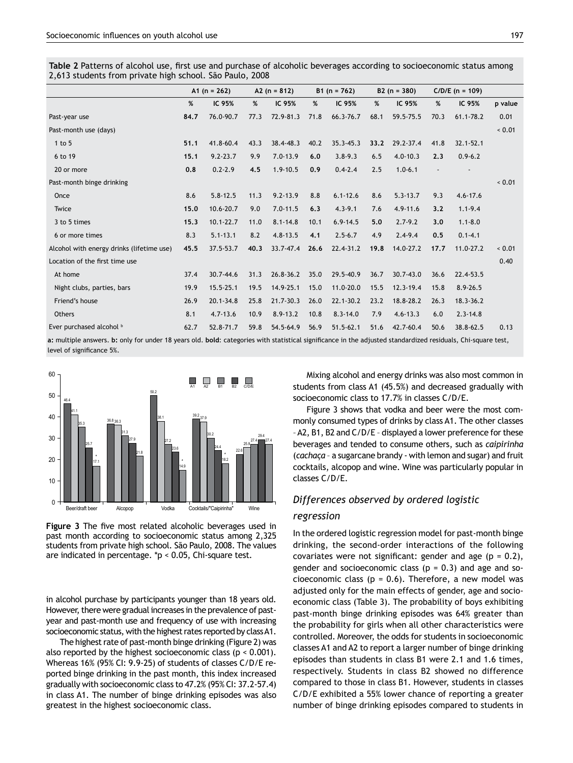**Table 2** Patterns of alcohol use, first use and purchase of alcoholic beverages according to socioeconomic status among 2,613 students from private high school. São Paulo, 2008

| | A1 (n = 262) | | A2 (n = 812) | | B1 (n = 762) | | B2 (n = 380) | | C/D/E (n = 109) | | |
|---|---|---|---|---|---|---|---|---|---|---|---|
| | % | IC 95% | % | IC 95% | % | IC 95% | % | IC 95% | % | IC 95% | p value |
| Past-year use | **84.7** | 76.0-90.7 | 77.3 | 72.9-81.3 | 71.8 | 66.3-76.7 | 68.1 | 59.5-75.5 | 70.3 | 61.1-78.2 | 0.01 |
| Past-month use (days) | | | | | | | | | | | < 0.01 |
| 1 to 5 | **51.1** | 41.8-60.4 | 43.3 | 38.4-48.3 | 40.2 | 35.3-45.3 | **33.2** | 29.2-37.4 | 41.8 | 32.1-52.1 | |
| 6 to 19 | **15.1** | 9.2-23.7 | 9.9 | 7.0-13.9 | **6.0** | 3.8-9.3 | 6.5 | 4.0-10.3 | **2.3** | 0.9-6.2 | |
| 20 or more | **0.8** | 0.2-2.9 | **4.5** | 1.9-10.5 | **0.9** | 0.4-2.4 | 2.5 | 1.0-6.1 | - | - | |
| Past-month binge drinking | | | | | | | | | | | < 0.01 |
| Once | 8.6 | 5.8-12.5 | 11.3 | 9.2-13.9 | 8.8 | 6.1-12.6 | 8.6 | 5.3-13.7 | 9.3 | 4.6-17.6 | |
| Twice | **15.0** | 10.6-20.7 | 9.0 | 7.0-11.5 | **6.3** | 4.3-9.1 | 7.6 | 4.9-11.6 | **3.2** | 1.1-9.4 | |
| 3 to 5 times | **15.3** | 10.1-22.7 | 11.0 | 8.1-14.8 | 10.1 | 6.9-14.5 | **5.0** | 2.7-9.2 | **3.0** | 1.1-8.0 | |
| 6 or more times | 8.3 | 5.1-13.1 | 8.2 | 4.8-13.5 | **4.1** | 2.5-6.7 | 4.9 | 2.4-9.4 | **0.5** | 0.1-4.1 | |
| Alcohol with energy drinks (lifetime use) | **45.5** | 37.5-53.7 | **40.3** | 33.7-47.4 | **26.6** | 22.4-31.2 | **19.8** | 14.0-27.2 | **17.7** | 11.0-27.2 | < 0.01 |
| Location of the first time use | | | | | | | | | | | 0.40 |
| At home | 37.4 | 30.7-44.6 | 31.3 | 26.8-36.2 | 35.0 | 29.5-40.9 | 36.7 | 30.7-43.0 | 36.6 | 22.4-53.5 | |
| Night clubs, parties, bars | 19.9 | 15.5-25.1 | 19.5 | 14.9-25.1 | 15.0 | 11.0-20.0 | 15.5 | 12.3-19.4 | 15.8 | 8.9-26.5 | |
| Friend's house | 26.9 | 20.1-34.8 | 25.8 | 21.7-30.3 | 26.0 | 22.1-30.2 | 23.2 | 18.8-28.2 | 26.3 | 18.3-36.2 | |
| Others | 8.1 | 4.7-13.6 | 10.9 | 8.9-13.2 | 10.8 | 8.3-14.0 | 7.9 | 4.6-13.3 | 6.0 | 2.3-14.8 | |
| Ever purchased alcohol [b] | 62.7 | 52.8-71.7 | 59.8 | 54.5-64.9 | 56.9 | 51.5-62.1 | 51.6 | 42.7-60.4 | 50.6 | 38.8-62.5 | 0.13 |

a: multiple answers. b: only for under 18 years old. **bold**: categories with statistical significance in the adjusted standardized residuals, Chi-square test, level of significance 5%.

**Figure 3** The five most related alcoholic beverages used in past month according to socioeconomic status among 2,325 students from private high school. São Paulo, 2008. The values are indicated in percentage. *p < 0.05, Chi-square test.

in alcohol purchase by participants younger than 18 years old. However, there were gradual increases in the prevalence of past-year and past-month use and frequency of use with increasing socioeconomic status, with the highest rates reported by class A1.

The highest rate of past-month binge drinking (Figure 2) was also reported by the highest socioeconomic class ($p < 0.001$). Whereas 16% (95% CI: 9.9-25) of students of classes C/D/E reported binge drinking in the past month, this index increased gradually with socioeconomic class to 47.2% (95% CI: 37.2-57.4) in class A1. The number of binge drinking episodes was also greatest in the highest socioeconomic class.

Mixing alcohol and energy drinks was also most common in students from class A1 (45.5%) and decreased gradually with socioeconomic class to 17.7% in classes C/D/E.

Figure 3 shows that vodka and beer were the most commonly consumed types of drinks by class A1. The other classes – A2, B1, B2 and C/D/E – displayed a lower preference for these beverages and tended to consume others, such as *caipirinha* (*cachaça* – a sugarcane brandy - with lemon and sugar) and fruit cocktails, alcopop and wine. Wine was particularly popular in classes C/D/E.

### *Differences observed by ordered logistic regression*

In the ordered logistic regression model for past-month binge drinking, the second-order interactions of the following covariates were not significant: gender and age ($p = 0.2$), gender and socioeconomic class ($p = 0.3$) and age and socioeconomic class ($p = 0.6$). Therefore, a new model was adjusted only for the main effects of gender, age and socioeconomic class (Table 3). The probability of boys exhibiting past-month binge drinking episodes was 64% greater than the probability for girls when all other characteristics were controlled. Moreover, the odds for students in socioeconomic classes A1 and A2 to report a larger number of binge drinking episodes than students in class B1 were 2.1 and 1.6 times, respectively. Students in class B2 showed no difference compared to those in class B1. However, students in classes C/D/E exhibited a 55% lower chance of reporting a greater number of binge drinking episodes compared to students in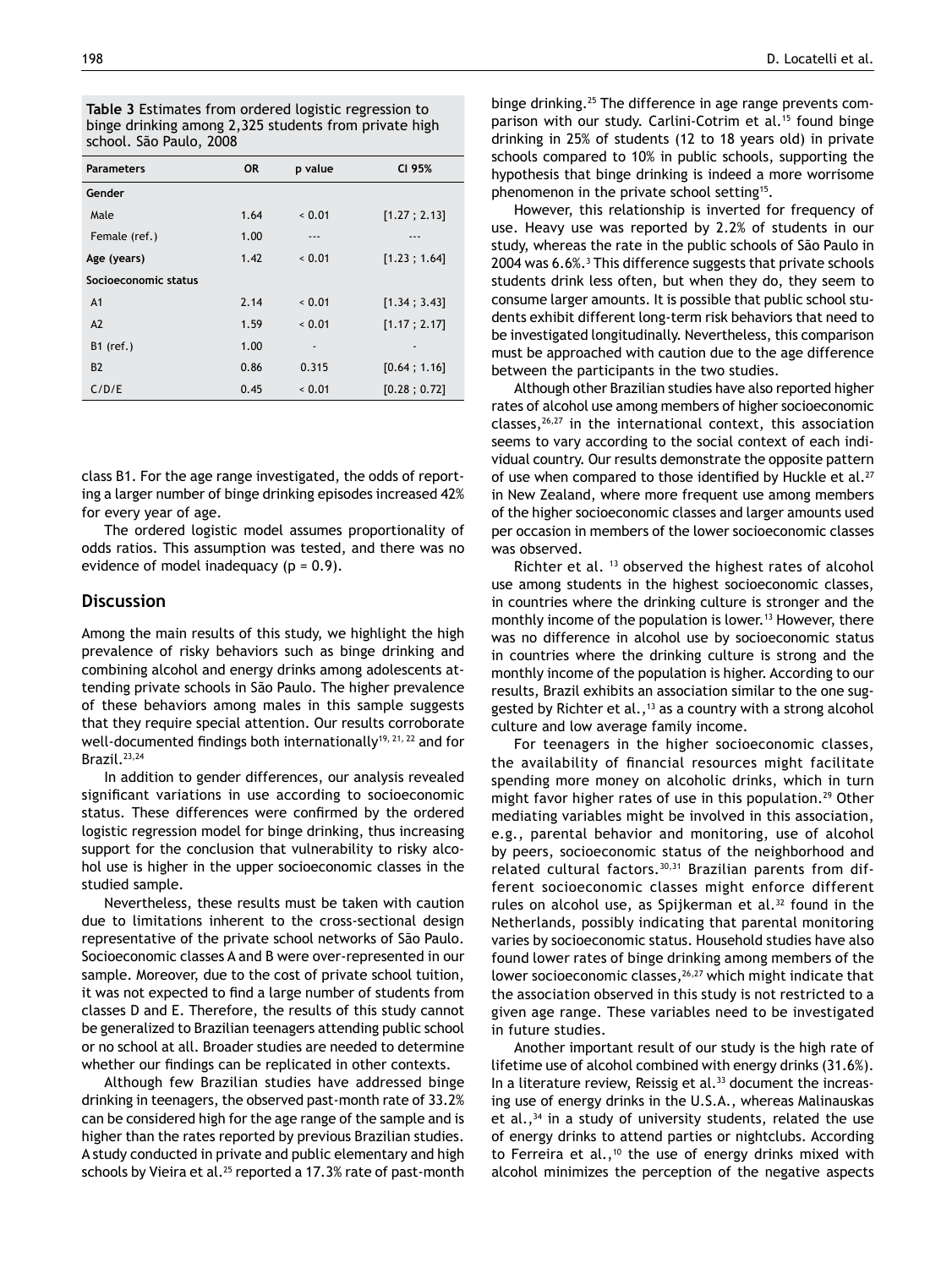**Table 3** Estimates from ordered logistic regression to binge drinking among 2,325 students from private high school. São Paulo, 2008

| Parameters | OR | p value | CI 95% |
|---|---|---|---|
| **Gender** | | | |
| Male | 1.64 | < 0.01 | [1.27 ; 2.13] |
| Female (ref.) | 1.00 | --- | --- |
| **Age (years)** | 1.42 | < 0.01 | [1.23 ; 1.64] |
| **Socioeconomic status** | | | |
| A1 | 2.14 | < 0.01 | [1.34 ; 3.43] |
| A2 | 1.59 | < 0.01 | [1.17 ; 2.17] |
| B1 (ref.) | 1.00 | - | - |
| B2 | 0.86 | 0.315 | [0.64 ; 1.16] |
| C/D/E | 0.45 | < 0.01 | [0.28 ; 0.72] |

class B1. For the age range investigated, the odds of reporting a larger number of binge drinking episodes increased 42% for every year of age.

The ordered logistic model assumes proportionality of odds ratios. This assumption was tested, and there was no evidence of model inadequacy (p = 0.9).

## Discussion

Among the main results of this study, we highlight the high prevalence of risky behaviors such as binge drinking and combining alcohol and energy drinks among adolescents attending private schools in São Paulo. The higher prevalence of these behaviors among males in this sample suggests that they require special attention. Our results corroborate well-documented findings both internationally[19, 21, 22] and for Brazil.[23,24]

In addition to gender differences, our analysis revealed significant variations in use according to socioeconomic status. These differences were confirmed by the ordered logistic regression model for binge drinking, thus increasing support for the conclusion that vulnerability to risky alcohol use is higher in the upper socioeconomic classes in the studied sample.

Nevertheless, these results must be taken with caution due to limitations inherent to the cross-sectional design representative of the private school networks of São Paulo. Socioeconomic classes A and B were over-represented in our sample. Moreover, due to the cost of private school tuition, it was not expected to find a large number of students from classes D and E. Therefore, the results of this study cannot be generalized to Brazilian teenagers attending public school or no school at all. Broader studies are needed to determine whether our findings can be replicated in other contexts.

Although few Brazilian studies have addressed binge drinking in teenagers, the observed past-month rate of 33.2% can be considered high for the age range of the sample and is higher than the rates reported by previous Brazilian studies. A study conducted in private and public elementary and high schools by Vieira et al.[25] reported a 17.3% rate of past-month binge drinking.[25] The difference in age range prevents comparison with our study. Carlini-Cotrim et al.[15] found binge drinking in 25% of students (12 to 18 years old) in private schools compared to 10% in public schools, supporting the hypothesis that binge drinking is indeed a more worrisome phenomenon in the private school setting[15].

However, this relationship is inverted for frequency of use. Heavy use was reported by 2.2% of students in our study, whereas the rate in the public schools of São Paulo in 2004 was 6.6%.[3] This difference suggests that private schools students drink less often, but when they do, they seem to consume larger amounts. It is possible that public school students exhibit different long-term risk behaviors that need to be investigated longitudinally. Nevertheless, this comparison must be approached with caution due to the age difference between the participants in the two studies.

Although other Brazilian studies have also reported higher rates of alcohol use among members of higher socioeconomic classes,[26,27] in the international context, this association seems to vary according to the social context of each individual country. Our results demonstrate the opposite pattern of use when compared to those identified by Huckle et al.[27] in New Zealand, where more frequent use among members of the higher socioeconomic classes and larger amounts used per occasion in members of the lower socioeconomic classes was observed.

Richter et al. [13] observed the highest rates of alcohol use among students in the highest socioeconomic classes, in countries where the drinking culture is stronger and the monthly income of the population is lower.[13] However, there was no difference in alcohol use by socioeconomic status in countries where the drinking culture is strong and the monthly income of the population is higher. According to our results, Brazil exhibits an association similar to the one suggested by Richter et al.,[13] as a country with a strong alcohol culture and low average family income.

For teenagers in the higher socioeconomic classes, the availability of financial resources might facilitate spending more money on alcoholic drinks, which in turn might favor higher rates of use in this population.[29] Other mediating variables might be involved in this association, e.g., parental behavior and monitoring, use of alcohol by peers, socioeconomic status of the neighborhood and related cultural factors.[30,31] Brazilian parents from different socioeconomic classes might enforce different rules on alcohol use, as Spijkerman et al.[32] found in the Netherlands, possibly indicating that parental monitoring varies by socioeconomic status. Household studies have also found lower rates of binge drinking among members of the lower socioeconomic classes,[26,27] which might indicate that the association observed in this study is not restricted to a given age range. These variables need to be investigated in future studies.

Another important result of our study is the high rate of lifetime use of alcohol combined with energy drinks (31.6%). In a literature review, Reissig et al.[33] document the increasing use of energy drinks in the U.S.A., whereas Malinauskas et al.,[34] in a study of university students, related the use of energy drinks to attend parties or nightclubs. According to Ferreira et al.,[10] the use of energy drinks mixed with alcohol minimizes the perception of the negative aspects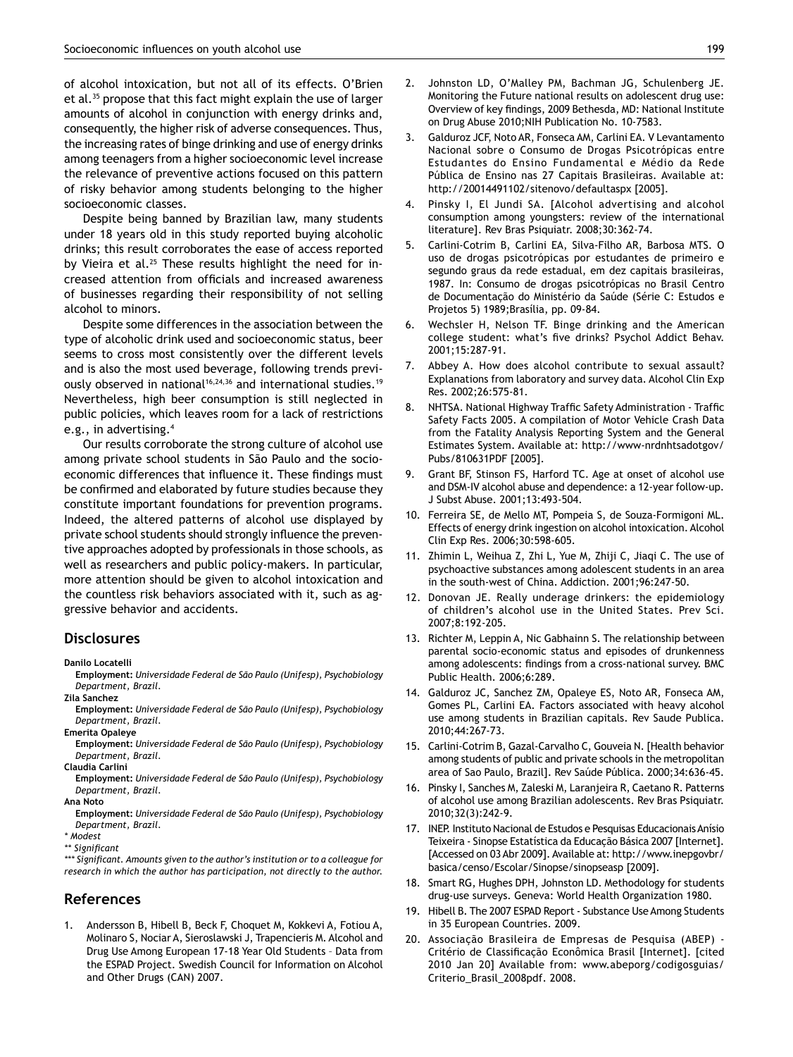of alcohol intoxication, but not all of its effects. O'Brien et al.[35] propose that this fact might explain the use of larger amounts of alcohol in conjunction with energy drinks and, consequently, the higher risk of adverse consequences. Thus, the increasing rates of binge drinking and use of energy drinks among teenagers from a higher socioeconomic level increase the relevance of preventive actions focused on this pattern of risky behavior among students belonging to the higher socioeconomic classes.

Despite being banned by Brazilian law, many students under 18 years old in this study reported buying alcoholic drinks; this result corroborates the ease of access reported by Vieira et al.[25] These results highlight the need for increased attention from officials and increased awareness of businesses regarding their responsibility of not selling alcohol to minors.

Despite some differences in the association between the type of alcoholic drink used and socioeconomic status, beer seems to cross most consistently over the different levels and is also the most used beverage, following trends previously observed in national[16,24,36] and international studies.[19] Nevertheless, high beer consumption is still neglected in public policies, which leaves room for a lack of restrictions e.g., in advertising.[4]

Our results corroborate the strong culture of alcohol use among private school students in São Paulo and the socioeconomic differences that influence it. These findings must be confirmed and elaborated by future studies because they constitute important foundations for prevention programs. Indeed, the altered patterns of alcohol use displayed by private school students should strongly influence the preventive approaches adopted by professionals in those schools, as well as researchers and public policy-makers. In particular, more attention should be given to alcohol intoxication and the countless risk behaviors associated with it, such as aggressive behavior and accidents.

## Disclosures

**Danilo Locatelli**
**Employment:** *Universidade Federal de São Paulo (Unifesp), Psychobiology Department, Brazil.*

**Zila Sanchez**
**Employment:** *Universidade Federal de São Paulo (Unifesp), Psychobiology Department, Brazil.*

**Emerita Opaleye**
**Employment:** *Universidade Federal de São Paulo (Unifesp), Psychobiology Department, Brazil.*

**Claudia Carlini**
**Employment:** *Universidade Federal de São Paulo (Unifesp), Psychobiology Department, Brazil.*

**Ana Noto**
**Employment:** *Universidade Federal de São Paulo (Unifesp), Psychobiology Department, Brazil.*

*\* Modest*
*\*\* Significant*
*\*\*\* Significant. Amounts given to the author's institution or to a colleague for research in which the author has participation, not directly to the author.*

## References

1. Andersson B, Hibell B, Beck F, Choquet M, Kokkevi A, Fotiou A, Molinaro S, Nociar A, Sieroslawski J, Trapencieris M. Alcohol and Drug Use Among European 17-18 Year Old Students – Data from the ESPAD Project. Swedish Council for Information on Alcohol and Other Drugs (CAN) 2007.
2. Johnston LD, O'Malley PM, Bachman JG, Schulenberg JE. Monitoring the Future national results on adolescent drug use: Overview of key findings, 2009 Bethesda, MD: National Institute on Drug Abuse 2010;NIH Publication No. 10-7583.
3. Galduroz JCF, Noto AR, Fonseca AM, Carlini EA. V Levantamento Nacional sobre o Consumo de Drogas Psicotrópicas entre Estudantes do Ensino Fundamental e Médio da Rede Pública de Ensino nas 27 Capitais Brasileiras. Available at: http://20014491102/sitenovo/defaultaspx [2005].
4. Pinsky I, El Jundi SA. [Alcohol advertising and alcohol consumption among youngsters: review of the international literature]. Rev Bras Psiquiatr. 2008;30:362-74.
5. Carlini-Cotrim B, Carlini EA, Silva-Filho AR, Barbosa MTS. O uso de drogas psicotrópicas por estudantes de primeiro e segundo graus da rede estadual, em dez capitais brasileiras, 1987. In: Consumo de drogas psicotrópicas no Brasil Centro de Documentação do Ministério da Saúde (Série C: Estudos e Projetos 5) 1989;Brasília, pp. 09-84.
6. Wechsler H, Nelson TF. Binge drinking and the American college student: what's five drinks? Psychol Addict Behav. 2001;15:287-91.
7. Abbey A. How does alcohol contribute to sexual assault? Explanations from laboratory and survey data. Alcohol Clin Exp Res. 2002;26:575-81.
8. NHTSA. National Highway Traffic Safety Administration - Traffic Safety Facts 2005. A compilation of Motor Vehicle Crash Data from the Fatality Analysis Reporting System and the General Estimates System. Available at: http://www-nrdnhtsadotgov/Pubs/810631PDF [2005].
9. Grant BF, Stinson FS, Harford TC. Age at onset of alcohol use and DSM-IV alcohol abuse and dependence: a 12-year follow-up. J Subst Abuse. 2001;13:493-504.
10. Ferreira SE, de Mello MT, Pompeia S, de Souza-Formigoni ML. Effects of energy drink ingestion on alcohol intoxication. Alcohol Clin Exp Res. 2006;30:598-605.
11. Zhimin L, Weihua Z, Zhi L, Yue M, Zhiji C, Jiaqi C. The use of psychoactive substances among adolescent students in an area in the south-west of China. Addiction. 2001;96:247-50.
12. Donovan JE. Really underage drinkers: the epidemiology of children's alcohol use in the United States. Prev Sci. 2007;8:192-205.
13. Richter M, Leppin A, Nic Gabhainn S. The relationship between parental socio-economic status and episodes of drunkenness among adolescents: findings from a cross-national survey. BMC Public Health. 2006;6:289.
14. Galduroz JC, Sanchez ZM, Opaleye ES, Noto AR, Fonseca AM, Gomes PL, Carlini EA. Factors associated with heavy alcohol use among students in Brazilian capitals. Rev Saude Publica. 2010;44:267-73.
15. Carlini-Cotrim B, Gazal-Carvalho C, Gouveia N. [Health behavior among students of public and private schools in the metropolitan area of Sao Paulo, Brazil]. Rev Saúde Pública. 2000;34:636-45.
16. Pinsky I, Sanches M, Zaleski M, Laranjeira R, Caetano R. Patterns of alcohol use among Brazilian adolescents. Rev Bras Psiquiatr. 2010;32(3):242-9.
17. INEP. Instituto Nacional de Estudos e Pesquisas Educacionais Anísio Teixeira - Sinopse Estatística da Educação Básica 2007 [Internet]. [Accessed on 03 Abr 2009]. Available at: http://www.inepgovbr/basica/censo/Escolar/Sinopse/sinopseasp [2009].
18. Smart RG, Hughes DPH, Johnston LD. Methodology for students drug-use surveys. Geneva: World Health Organization 1980.
19. Hibell B. The 2007 ESPAD Report - Substance Use Among Students in 35 European Countries. 2009.
20. Associação Brasileira de Empresas de Pesquisa (ABEP) - Critério de Classificação Econômica Brasil [Internet]. [cited 2010 Jan 20] Available from: www.abeporg/codigosguias/Criterio_Brasil_2008pdf. 2008.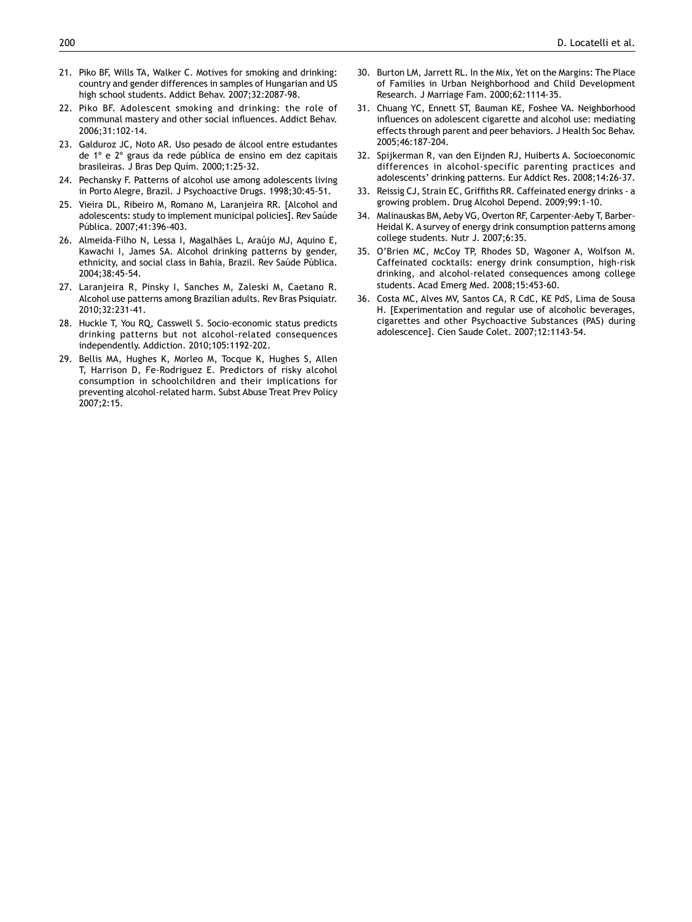21. Piko BF, Wills TA, Walker C. Motives for smoking and drinking: country and gender differences in samples of Hungarian and US high school students. Addict Behav. 2007;32:2087-98.
22. Piko BF. Adolescent smoking and drinking: the role of communal mastery and other social influences. Addict Behav. 2006;31:102-14.
23. Galduroz JC, Noto AR. Uso pesado de álcool entre estudantes de 1° e 2° graus da rede pública de ensino em dez capitais brasileiras. J Bras Dep Quím. 2000;1:25-32.
24. Pechansky F. Patterns of alcohol use among adolescents living in Porto Alegre, Brazil. J Psychoactive Drugs. 1998;30:45-51.
25. Vieira DL, Ribeiro M, Romano M, Laranjeira RR. [Alcohol and adolescents: study to implement municipal policies]. Rev Saúde Pública. 2007;41:396-403.
26. Almeida-Filho N, Lessa I, Magalhães L, Araújo MJ, Aquino E, Kawachi I, James SA. Alcohol drinking patterns by gender, ethnicity, and social class in Bahia, Brazil. Rev Saúde Pública. 2004;38:45-54.
27. Laranjeira R, Pinsky I, Sanches M, Zaleski M, Caetano R. Alcohol use patterns among Brazilian adults. Rev Bras Psiquiatr. 2010;32:231-41.
28. Huckle T, You RQ, Casswell S. Socio-economic status predicts drinking patterns but not alcohol-related consequences independently. Addiction. 2010;105:1192-202.
29. Bellis MA, Hughes K, Morleo M, Tocque K, Hughes S, Allen T, Harrison D, Fe-Rodriguez E. Predictors of risky alcohol consumption in schoolchildren and their implications for preventing alcohol-related harm. Subst Abuse Treat Prev Policy 2007;2:15.
30. Burton LM, Jarrett RL. In the Mix, Yet on the Margins: The Place of Families in Urban Neighborhood and Child Development Research. J Marriage Fam. 2000;62:1114-35.
31. Chuang YC, Ennett ST, Bauman KE, Foshee VA. Neighborhood influences on adolescent cigarette and alcohol use: mediating effects through parent and peer behaviors. J Health Soc Behav. 2005;46:187-204.
32. Spijkerman R, van den Eijnden RJ, Huiberts A. Socioeconomic differences in alcohol-specific parenting practices and adolescents' drinking patterns. Eur Addict Res. 2008;14:26-37.
33. Reissig CJ, Strain EC, Griffiths RR. Caffeinated energy drinks - a growing problem. Drug Alcohol Depend. 2009;99:1-10.
34. Malinauskas BM, Aeby VG, Overton RF, Carpenter-Aeby T, Barber-Heidal K. A survey of energy drink consumption patterns among college students. Nutr J. 2007;6:35.
35. O'Brien MC, McCoy TP, Rhodes SD, Wagoner A, Wolfson M. Caffeinated cocktails: energy drink consumption, high-risk drinking, and alcohol-related consequences among college students. Acad Emerg Med. 2008;15:453-60.
36. Costa MC, Alves MV, Santos CA, R CdC, KE PdS, Lima de Sousa H. [Experimentation and regular use of alcoholic beverages, cigarettes and other Psychoactive Substances (PAS) during adolescence]. Cien Saude Colet. 2007;12:1143-54.